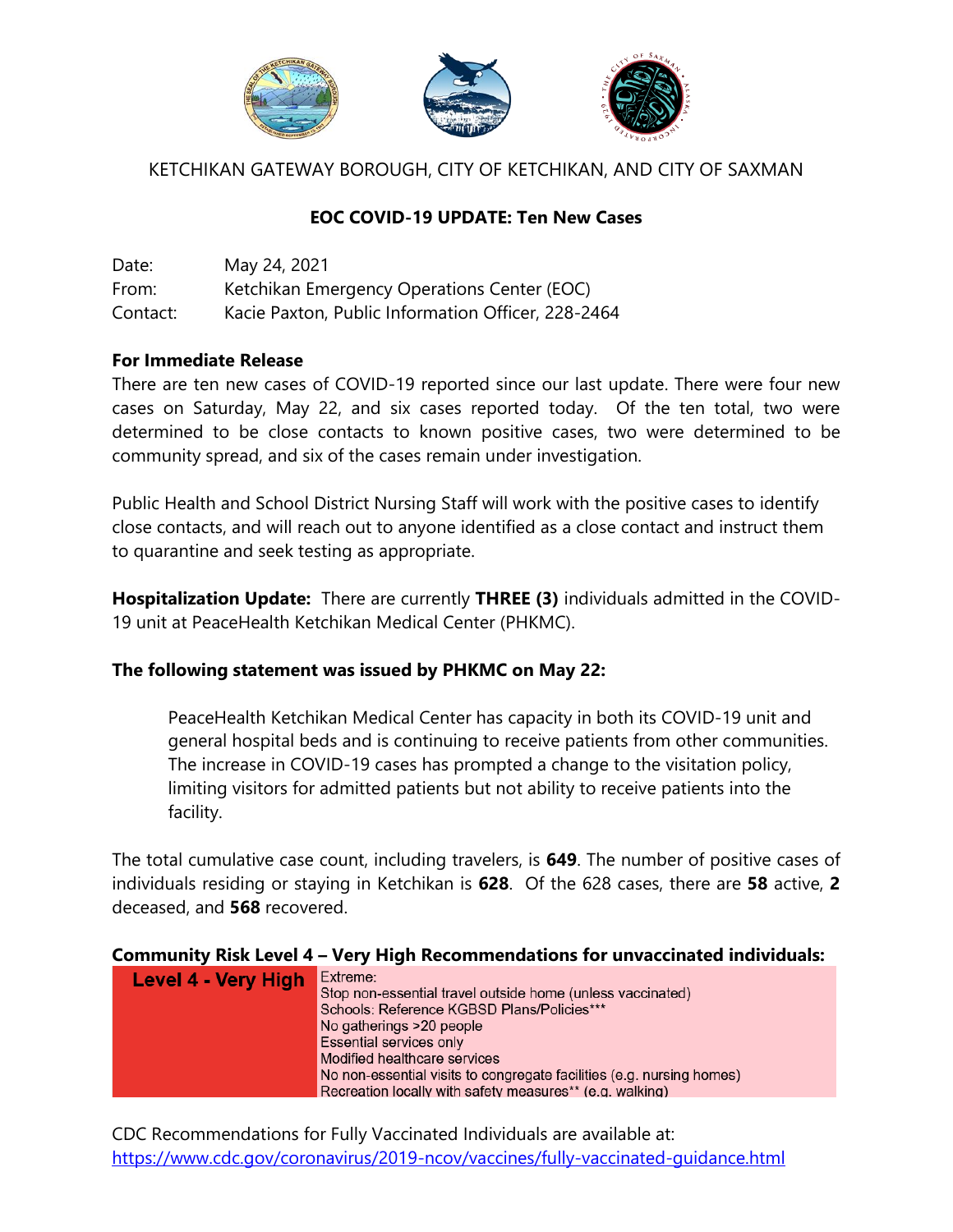KETCHIKAN GATEWAY BOROUGH, CITY OF KETCHIKAN, AND CITY OF SAXMAN

# EOC COVID-19 UPDATE: Ten New Cases

| | |
|---|---|
| Date: | May 24, 2021 |
| From: | Ketchikan Emergency Operations Center (EOC) |
| Contact: | Kacie Paxton, Public Information Officer, 228-2464 |

**For Immediate Release**

There are ten new cases of COVID-19 reported since our last update. There were four new cases on Saturday, May 22, and six cases reported today. Of the ten total, two were determined to be close contacts to known positive cases, two were determined to be community spread, and six of the cases remain under investigation.

Public Health and School District Nursing Staff will work with the positive cases to identify close contacts, and will reach out to anyone identified as a close contact and instruct them to quarantine and seek testing as appropriate.

**Hospitalization Update:** There are currently **THREE (3)** individuals admitted in the COVID-19 unit at PeaceHealth Ketchikan Medical Center (PHKMC).

**The following statement was issued by PHKMC on May 22:**

> PeaceHealth Ketchikan Medical Center has capacity in both its COVID-19 unit and general hospital beds and is continuing to receive patients from other communities. The increase in COVID-19 cases has prompted a change to the visitation policy, limiting visitors for admitted patients but not ability to receive patients into the facility.

The total cumulative case count, including travelers, is **649**. The number of positive cases of individuals residing or staying in Ketchikan is **628**. Of the 628 cases, there are **58** active, **2** deceased, and **568** recovered.

**Community Risk Level 4 – Very High Recommendations for unvaccinated individuals:**

| Level 4 - Very High | Extreme:<br>Stop non-essential travel outside home (unless vaccinated)<br>Schools: Reference KGBSD Plans/Policies***<br>No gatherings >20 people<br>Essential services only<br>Modified healthcare services<br>No non-essential visits to congregate facilities (e.g. nursing homes)<br>Recreation locally with safety measures** (e.g. walking) |
|---|---|

CDC Recommendations for Fully Vaccinated Individuals are available at:
https://www.cdc.gov/coronavirus/2019-ncov/vaccines/fully-vaccinated-guidance.html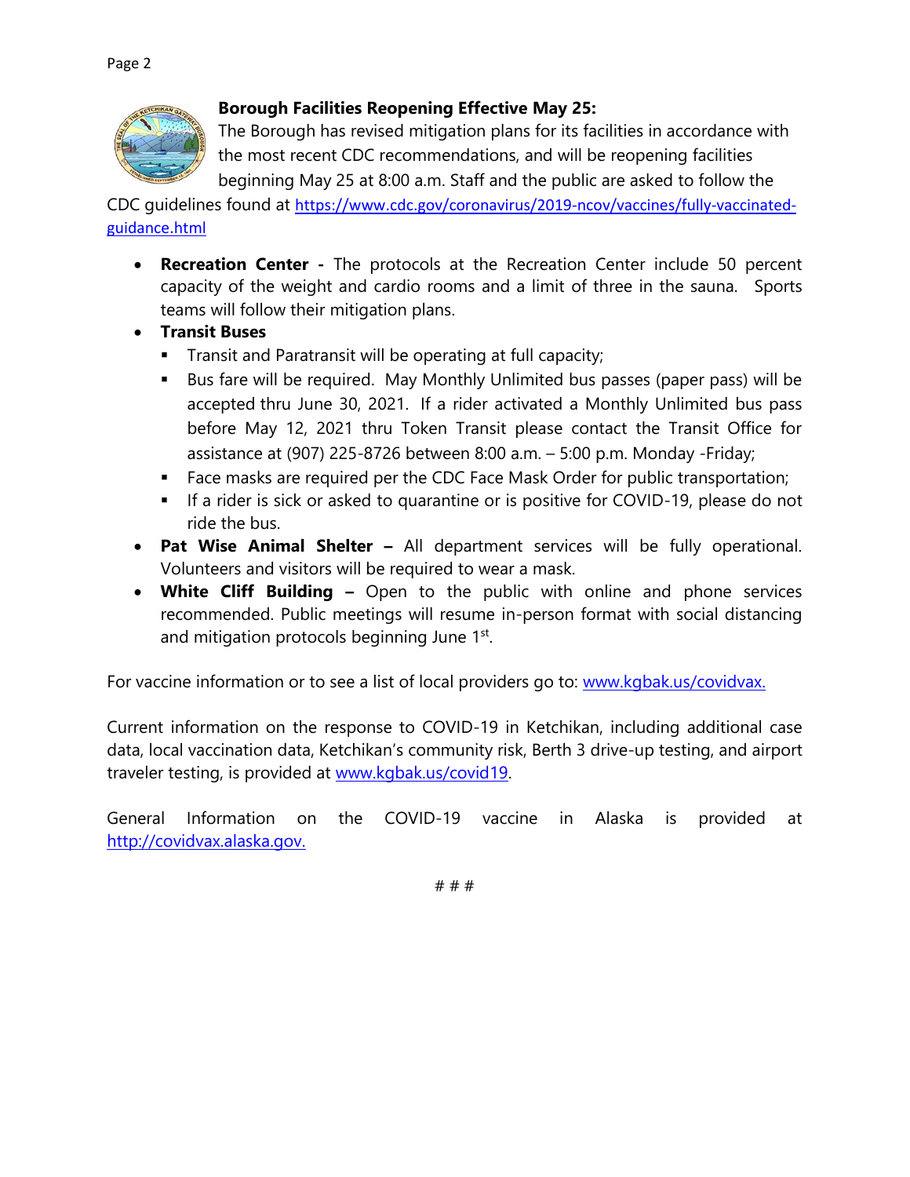**Borough Facilities Reopening Effective May 25:**

The Borough has revised mitigation plans for its facilities in accordance with the most recent CDC recommendations, and will be reopening facilities beginning May 25 at 8:00 a.m. Staff and the public are asked to follow the CDC guidelines found at https://www.cdc.gov/coronavirus/2019-ncov/vaccines/fully-vaccinated-guidance.html

- **Recreation Center -** The protocols at the Recreation Center include 50 percent capacity of the weight and cardio rooms and a limit of three in the sauna. Sports teams will follow their mitigation plans.
- **Transit Buses**
  - Transit and Paratransit will be operating at full capacity;
  - Bus fare will be required. May Monthly Unlimited bus passes (paper pass) will be accepted thru June 30, 2021. If a rider activated a Monthly Unlimited bus pass before May 12, 2021 thru Token Transit please contact the Transit Office for assistance at (907) 225-8726 between 8:00 a.m. – 5:00 p.m. Monday -Friday;
  - Face masks are required per the CDC Face Mask Order for public transportation;
  - If a rider is sick or asked to quarantine or is positive for COVID-19, please do not ride the bus.
- **Pat Wise Animal Shelter –** All department services will be fully operational. Volunteers and visitors will be required to wear a mask.
- **White Cliff Building –** Open to the public with online and phone services recommended. Public meetings will resume in-person format with social distancing and mitigation protocols beginning June 1st.

For vaccine information or to see a list of local providers go to: www.kgbak.us/covidvax.

Current information on the response to COVID-19 in Ketchikan, including additional case data, local vaccination data, Ketchikan's community risk, Berth 3 drive-up testing, and airport traveler testing, is provided at www.kgbak.us/covid19.

General Information on the COVID-19 vaccine in Alaska is provided at http://covidvax.alaska.gov.

# # #